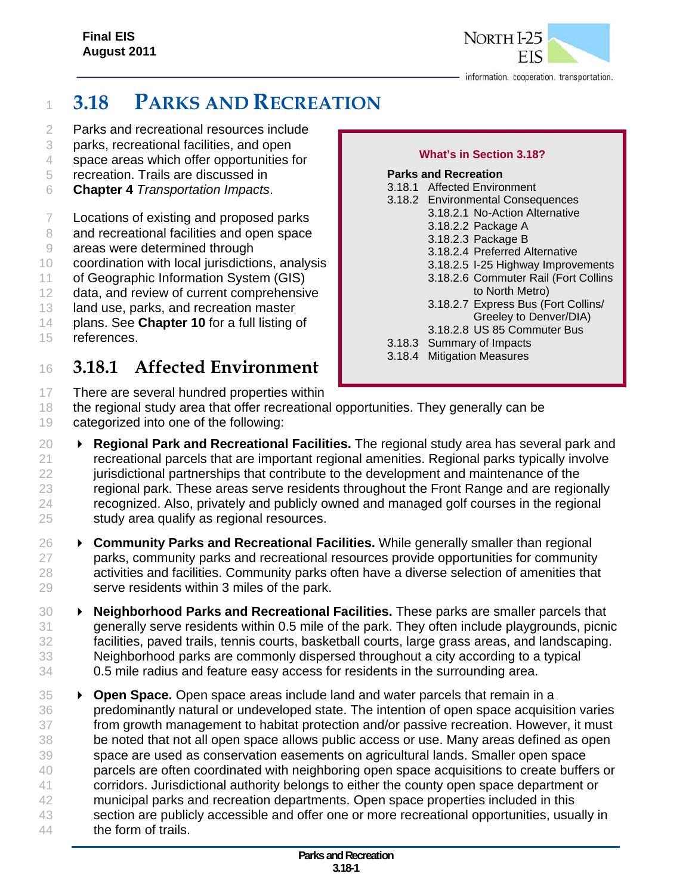# 3.18 PARKS AND RECREATION

Parks and recreational resources include parks, recreational facilities, and open space areas which offer opportunities for recreation. Trails are discussed in **Chapter 4** *Transportation Impacts*.

Locations of existing and proposed parks and recreational facilities and open space areas were determined through coordination with local jurisdictions, analysis of Geographic Information System (GIS) data, and review of current comprehensive land use, parks, and recreation master plans. See **Chapter 10** for a full listing of references.

**What's in Section 3.18?**

**Parks and Recreation**

- 3.18.1 Affected Environment
- 3.18.2 Environmental Consequences
  - 3.18.2.1 No-Action Alternative
  - 3.18.2.2 Package A
  - 3.18.2.3 Package B
  - 3.18.2.4 Preferred Alternative
  - 3.18.2.5 I-25 Highway Improvements
  - 3.18.2.6 Commuter Rail (Fort Collins to North Metro)
  - 3.18.2.7 Express Bus (Fort Collins/ Greeley to Denver/DIA)
  - 3.18.2.8 US 85 Commuter Bus
- 3.18.3 Summary of Impacts
- 3.18.4 Mitigation Measures

## 3.18.1 Affected Environment

There are several hundred properties within the regional study area that offer recreational opportunities. They generally can be categorized into one of the following:

- **Regional Park and Recreational Facilities.** The regional study area has several park and recreational parcels that are important regional amenities. Regional parks typically involve jurisdictional partnerships that contribute to the development and maintenance of the regional park. These areas serve residents throughout the Front Range and are regionally recognized. Also, privately and publicly owned and managed golf courses in the regional study area qualify as regional resources.
- **Community Parks and Recreational Facilities.** While generally smaller than regional parks, community parks and recreational resources provide opportunities for community activities and facilities. Community parks often have a diverse selection of amenities that serve residents within 3 miles of the park.
- **Neighborhood Parks and Recreational Facilities.** These parks are smaller parcels that generally serve residents within 0.5 mile of the park. They often include playgrounds, picnic facilities, paved trails, tennis courts, basketball courts, large grass areas, and landscaping. Neighborhood parks are commonly dispersed throughout a city according to a typical 0.5 mile radius and feature easy access for residents in the surrounding area.
- **Open Space.** Open space areas include land and water parcels that remain in a predominantly natural or undeveloped state. The intention of open space acquisition varies from growth management to habitat protection and/or passive recreation. However, it must be noted that not all open space allows public access or use. Many areas defined as open space are used as conservation easements on agricultural lands. Smaller open space parcels are often coordinated with neighboring open space acquisitions to create buffers or corridors. Jurisdictional authority belongs to either the county open space department or municipal parks and recreation departments. Open space properties included in this section are publicly accessible and offer one or more recreational opportunities, usually in the form of trails.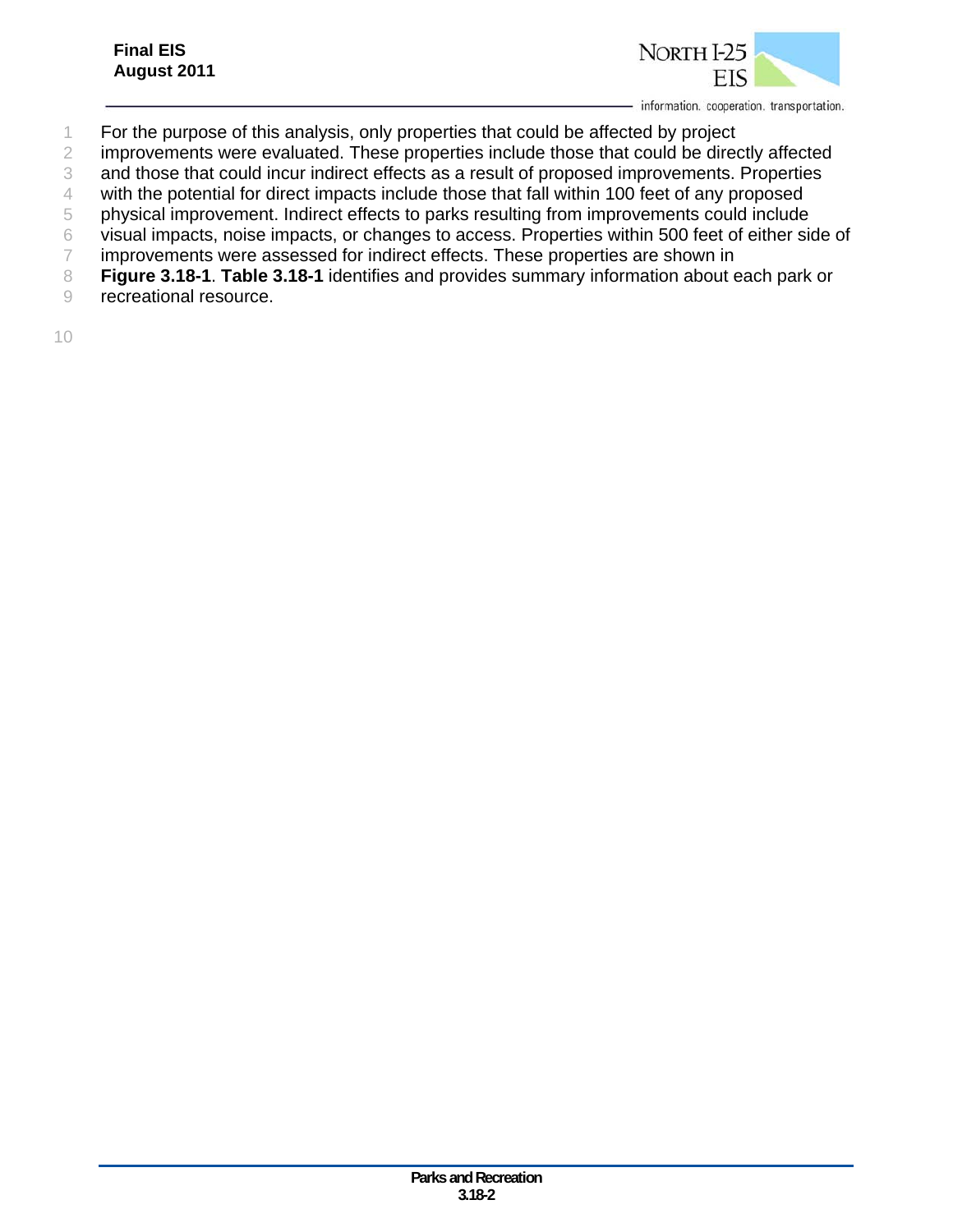For the purpose of this analysis, only properties that could be affected by project improvements were evaluated. These properties include those that could be directly affected and those that could incur indirect effects as a result of proposed improvements. Properties with the potential for direct impacts include those that fall within 100 feet of any proposed physical improvement. Indirect effects to parks resulting from improvements could include visual impacts, noise impacts, or changes to access. Properties within 500 feet of either side of improvements were assessed for indirect effects. These properties are shown in **Figure 3.18-1**. **Table 3.18-1** identifies and provides summary information about each park or recreational resource.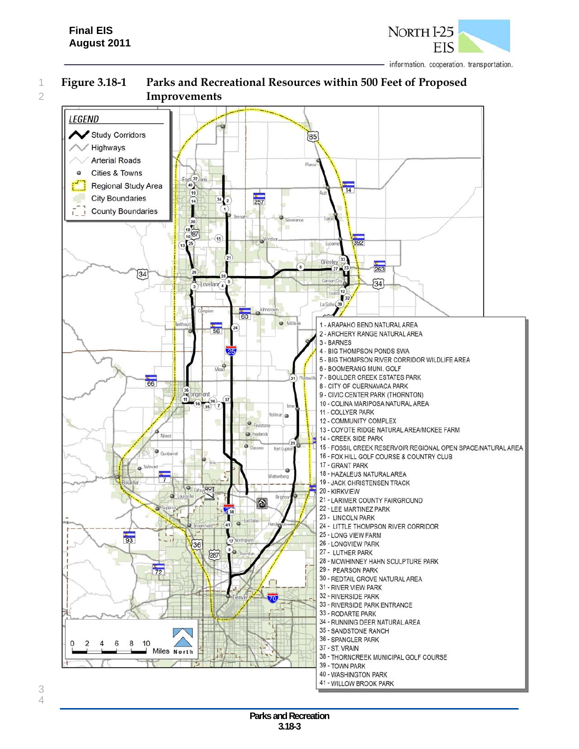## Figure 3.18-1 Parks and Recreational Resources within 500 Feet of Proposed Improvements

LEGEND

- Study Corridors
- Highways
- Arterial Roads
- Cities & Towns
- Regional Study Area
- City Boundaries
- County Boundaries

1 - ARAPAHO BEND NATURAL AREA
2 - ARCHERY RANGE NATURAL AREA
3 - BARNES
4 - BIG THOMPSON PONDS SWA
5 - BIG THOMPSON RIVER CORRIDOR WILDLIFE AREA
6 - BOOMERANG MUNI. GOLF
7 - BOULDER CREEK ESTATES PARK
8 - CITY OF CUERNAVACA PARK
9 - CIVIC CENTER PARK (THORNTON)
10 - COLINA MARIPOSA NATURAL AREA
11 - COLLYER PARK
12 - COMMUNITY COMPLEX
13 - COYOTE RIDGE NATURAL AREA/MCKEE FARM
14 - CREEK SIDE PARK
15 - FOSSIL CREEK RESERVOIR REGIONAL OPEN SPACE/NATURAL AREA
16 - FOX HILL GOLF COURSE & COUNTRY CLUB
17 - GRANT PARK
18 - HAZALEUS NATURAL AREA
19 - JACK CHRISTENSEN TRACK
20 - KIRKVIEW
21 - LARIMER COUNTY FAIRGROUND
22 - LEE MARTINEZ PARK
23 - LINCOLN PARK
24 - LITTLE THOMPSON RIVER CORRIDOR
25 - LONG VIEW FARM
26 - LONGVIEW PARK
27 - LUTHER PARK
28 - MCWHINNEY HAHN SCULPTURE PARK
29 - PEARSON PARK
30 - REDTAIL GROVE NATURAL AREA
31 - RIVER VIEW PARK
32 - RIVERSIDE PARK
33 - RIVERSIDE PARK ENTRANCE
33 - RODARTE PARK
34 - RUNNING DEER NATURAL AREA
35 - SANDSTONE RANCH
36 - SPANGLER PARK
37 - ST. VRAIN
38 - THORNCREEK MUNICIPAL GOLF COURSE
39 - TOWN PARK
40 - WASHINGTON PARK
41 - WILLOW BROOK PARK

0 2 4 6 8 10 Miles North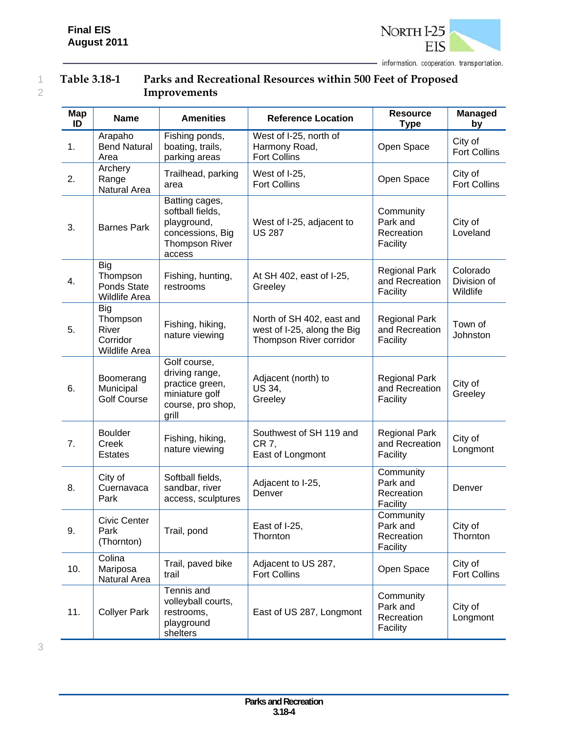**Table 3.18-1 Parks and Recreational Resources within 500 Feet of Proposed Improvements**

| Map ID | Name | Amenities | Reference Location | Resource Type | Managed by |
|---|---|---|---|---|---|
| 1. | Arapaho Bend Natural Area | Fishing ponds, boating, trails, parking areas | West of I-25, north of Harmony Road, Fort Collins | Open Space | City of Fort Collins |
| 2. | Archery Range Natural Area | Trailhead, parking area | West of I-25, Fort Collins | Open Space | City of Fort Collins |
| 3. | Barnes Park | Batting cages, softball fields, playground, concessions, Big Thompson River access | West of I-25, adjacent to US 287 | Community Park and Recreation Facility | City of Loveland |
| 4. | Big Thompson Ponds State Wildlife Area | Fishing, hunting, restrooms | At SH 402, east of I-25, Greeley | Regional Park and Recreation Facility | Colorado Division of Wildlife |
| 5. | Big Thompson River Corridor Wildlife Area | Fishing, hiking, nature viewing | North of SH 402, east and west of I-25, along the Big Thompson River corridor | Regional Park and Recreation Facility | Town of Johnston |
| 6. | Boomerang Municipal Golf Course | Golf course, driving range, practice green, miniature golf course, pro shop, grill | Adjacent (north) to US 34, Greeley | Regional Park and Recreation Facility | City of Greeley |
| 7. | Boulder Creek Estates | Fishing, hiking, nature viewing | Southwest of SH 119 and CR 7, East of Longmont | Regional Park and Recreation Facility | City of Longmont |
| 8. | City of Cuernavaca Park | Softball fields, sandbar, river access, sculptures | Adjacent to I-25, Denver | Community Park and Recreation Facility | Denver |
| 9. | Civic Center Park (Thornton) | Trail, pond | East of I-25, Thornton | Community Park and Recreation Facility | City of Thornton |
| 10. | Colina Mariposa Natural Area | Trail, paved bike trail | Adjacent to US 287, Fort Collins | Open Space | City of Fort Collins |
| 11. | Collyer Park | Tennis and volleyball courts, restrooms, playground shelters | East of US 287, Longmont | Community Park and Recreation Facility | City of Longmont |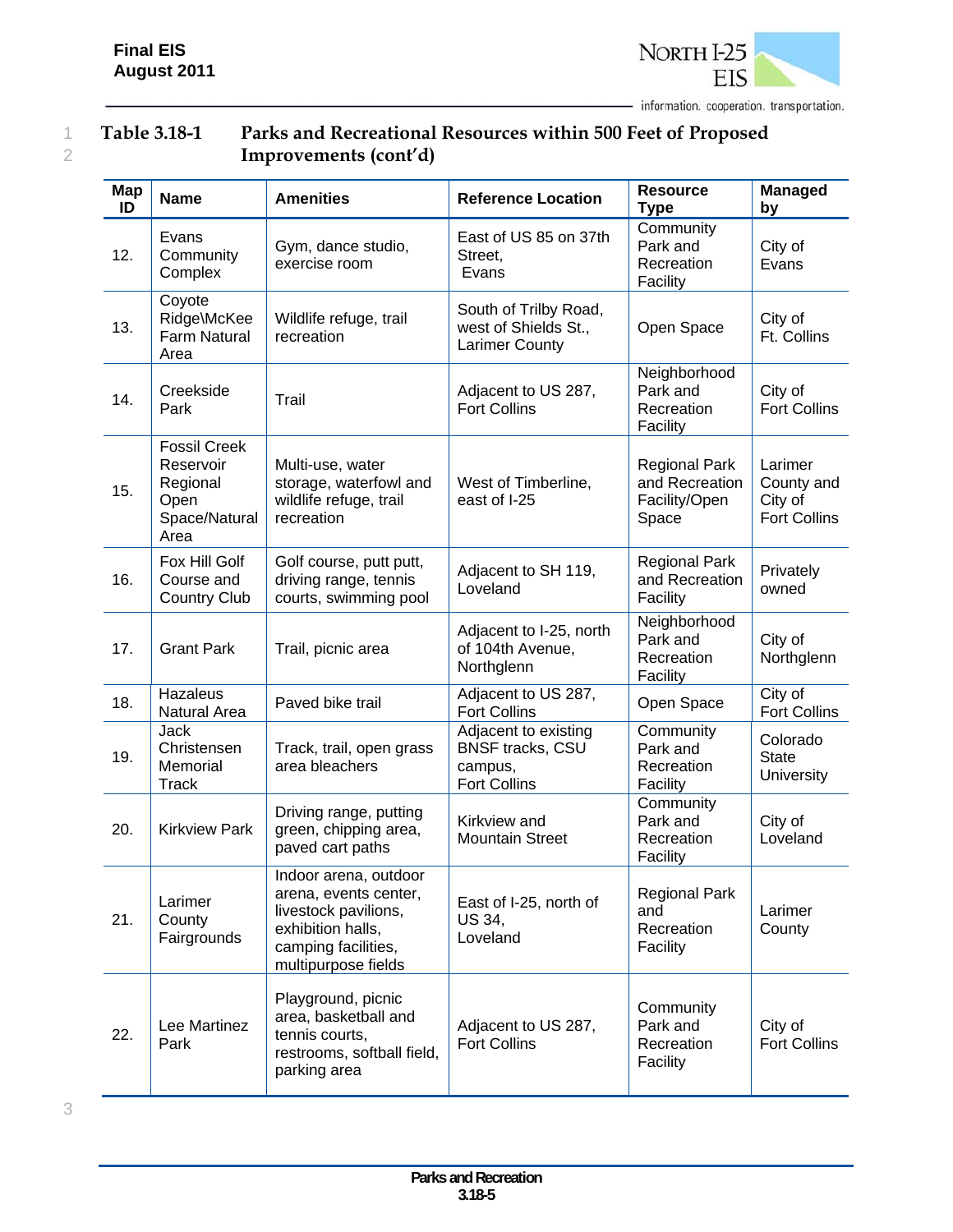**Table 3.18-1 Parks and Recreational Resources within 500 Feet of Proposed Improvements (cont'd)**

| Map ID | Name | Amenities | Reference Location | Resource Type | Managed by |
|---|---|---|---|---|---|
| 12. | Evans Community Complex | Gym, dance studio, exercise room | East of US 85 on 37th Street, Evans | Community Park and Recreation Facility | City of Evans |
| 13. | Coyote Ridge\McKee Farm Natural Area | Wildlife refuge, trail recreation | South of Trilby Road, west of Shields St., Larimer County | Open Space | City of Ft. Collins |
| 14. | Creekside Park | Trail | Adjacent to US 287, Fort Collins | Neighborhood Park and Recreation Facility | City of Fort Collins |
| 15. | Fossil Creek Reservoir Regional Open Space/Natural Area | Multi-use, water storage, waterfowl and wildlife refuge, trail recreation | West of Timberline, east of I-25 | Regional Park and Recreation Facility/Open Space | Larimer County and City of Fort Collins |
| 16. | Fox Hill Golf Course and Country Club | Golf course, putt putt, driving range, tennis courts, swimming pool | Adjacent to SH 119, Loveland | Regional Park and Recreation Facility | Privately owned |
| 17. | Grant Park | Trail, picnic area | Adjacent to I-25, north of 104th Avenue, Northglenn | Neighborhood Park and Recreation Facility | City of Northglenn |
| 18. | Hazaleus Natural Area | Paved bike trail | Adjacent to US 287, Fort Collins | Open Space | City of Fort Collins |
| 19. | Jack Christensen Memorial Track | Track, trail, open grass area bleachers | Adjacent to existing BNSF tracks, CSU campus, Fort Collins | Community Park and Recreation Facility | Colorado State University |
| 20. | Kirkview Park | Driving range, putting green, chipping area, paved cart paths | Kirkview and Mountain Street | Community Park and Recreation Facility | City of Loveland |
| 21. | Larimer County Fairgrounds | Indoor arena, outdoor arena, events center, livestock pavilions, exhibition halls, camping facilities, multipurpose fields | East of I-25, north of US 34, Loveland | Regional Park and Recreation Facility | Larimer County |
| 22. | Lee Martinez Park | Playground, picnic area, basketball and tennis courts, restrooms, softball field, parking area | Adjacent to US 287, Fort Collins | Community Park and Recreation Facility | City of Fort Collins |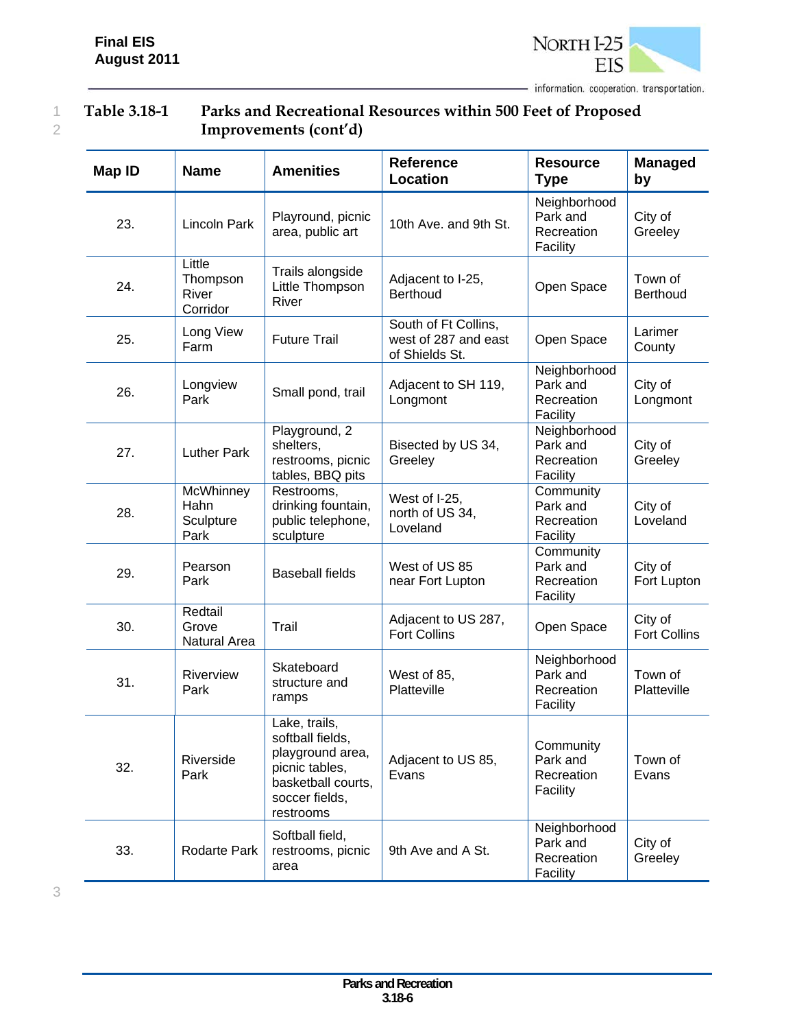## Table 3.18-1 Parks and Recreational Resources within 500 Feet of Proposed Improvements (cont'd)

| Map ID | Name | Amenities | Reference Location | Resource Type | Managed by |
|---|---|---|---|---|---|
| 23. | Lincoln Park | Playround, picnic area, public art | 10th Ave. and 9th St. | Neighborhood Park and Recreation Facility | City of Greeley |
| 24. | Little Thompson River Corridor | Trails alongside Little Thompson River | Adjacent to I-25, Berthoud | Open Space | Town of Berthoud |
| 25. | Long View Farm | Future Trail | South of Ft Collins, west of 287 and east of Shields St. | Open Space | Larimer County |
| 26. | Longview Park | Small pond, trail | Adjacent to SH 119, Longmont | Neighborhood Park and Recreation Facility | City of Longmont |
| 27. | Luther Park | Playground, 2 shelters, restrooms, picnic tables, BBQ pits | Bisected by US 34, Greeley | Neighborhood Park and Recreation Facility | City of Greeley |
| 28. | McWhinney Hahn Sculpture Park | Restrooms, drinking fountain, public telephone, sculpture | West of I-25, north of US 34, Loveland | Community Park and Recreation Facility | City of Loveland |
| 29. | Pearson Park | Baseball fields | West of US 85 near Fort Lupton | Community Park and Recreation Facility | City of Fort Lupton |
| 30. | Redtail Grove Natural Area | Trail | Adjacent to US 287, Fort Collins | Open Space | City of Fort Collins |
| 31. | Riverview Park | Skateboard structure and ramps | West of 85, Platteville | Neighborhood Park and Recreation Facility | Town of Platteville |
| 32. | Riverside Park | Lake, trails, softball fields, playground area, picnic tables, basketball courts, soccer fields, restrooms | Adjacent to US 85, Evans | Community Park and Recreation Facility | Town of Evans |
| 33. | Rodarte Park | Softball field, restrooms, picnic area | 9th Ave and A St. | Neighborhood Park and Recreation Facility | City of Greeley |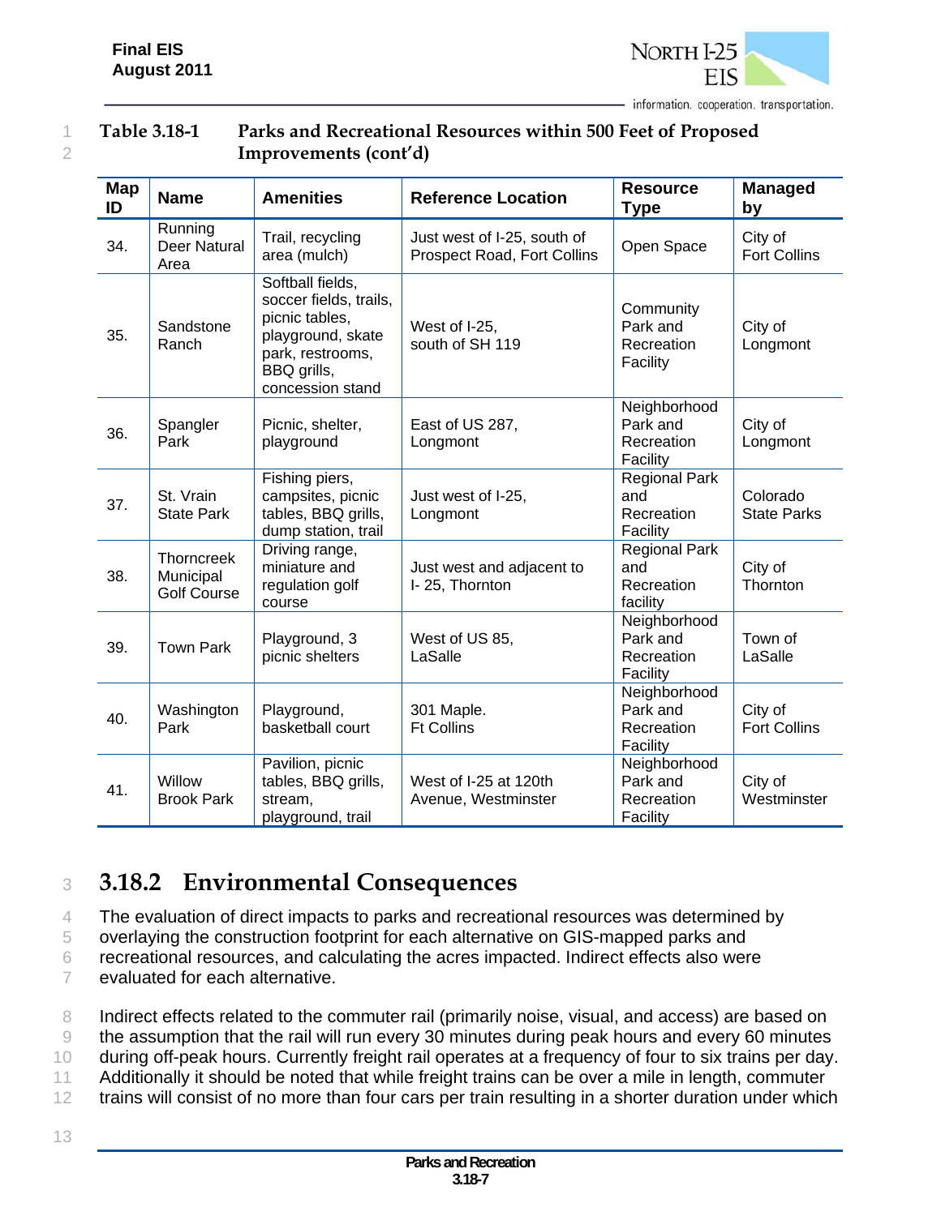**Table 3.18-1 Parks and Recreational Resources within 500 Feet of Proposed Improvements (cont'd)**

| Map ID | Name | Amenities | Reference Location | Resource Type | Managed by |
|---|---|---|---|---|---|
| 34. | Running Deer Natural Area | Trail, recycling area (mulch) | Just west of I-25, south of Prospect Road, Fort Collins | Open Space | City of Fort Collins |
| 35. | Sandstone Ranch | Softball fields, soccer fields, trails, picnic tables, playground, skate park, restrooms, BBQ grills, concession stand | West of I-25, south of SH 119 | Community Park and Recreation Facility | City of Longmont |
| 36. | Spangler Park | Picnic, shelter, playground | East of US 287, Longmont | Neighborhood Park and Recreation Facility | City of Longmont |
| 37. | St. Vrain State Park | Fishing piers, campsites, picnic tables, BBQ grills, dump station, trail | Just west of I-25, Longmont | Regional Park and Recreation Facility | Colorado State Parks |
| 38. | Thorncreek Municipal Golf Course | Driving range, miniature and regulation golf course | Just west and adjacent to I- 25, Thornton | Regional Park and Recreation facility | City of Thornton |
| 39. | Town Park | Playground, 3 picnic shelters | West of US 85, LaSalle | Neighborhood Park and Recreation Facility | Town of LaSalle |
| 40. | Washington Park | Playground, basketball court | 301 Maple. Ft Collins | Neighborhood Park and Recreation Facility | City of Fort Collins |
| 41. | Willow Brook Park | Pavilion, picnic tables, BBQ grills, stream, playground, trail | West of I-25 at 120th Avenue, Westminster | Neighborhood Park and Recreation Facility | City of Westminster |

## 3.18.2 Environmental Consequences

The evaluation of direct impacts to parks and recreational resources was determined by overlaying the construction footprint for each alternative on GIS-mapped parks and recreational resources, and calculating the acres impacted. Indirect effects also were evaluated for each alternative.

Indirect effects related to the commuter rail (primarily noise, visual, and access) are based on the assumption that the rail will run every 30 minutes during peak hours and every 60 minutes during off-peak hours. Currently freight rail operates at a frequency of four to six trains per day. Additionally it should be noted that while freight trains can be over a mile in length, commuter trains will consist of no more than four cars per train resulting in a shorter duration under which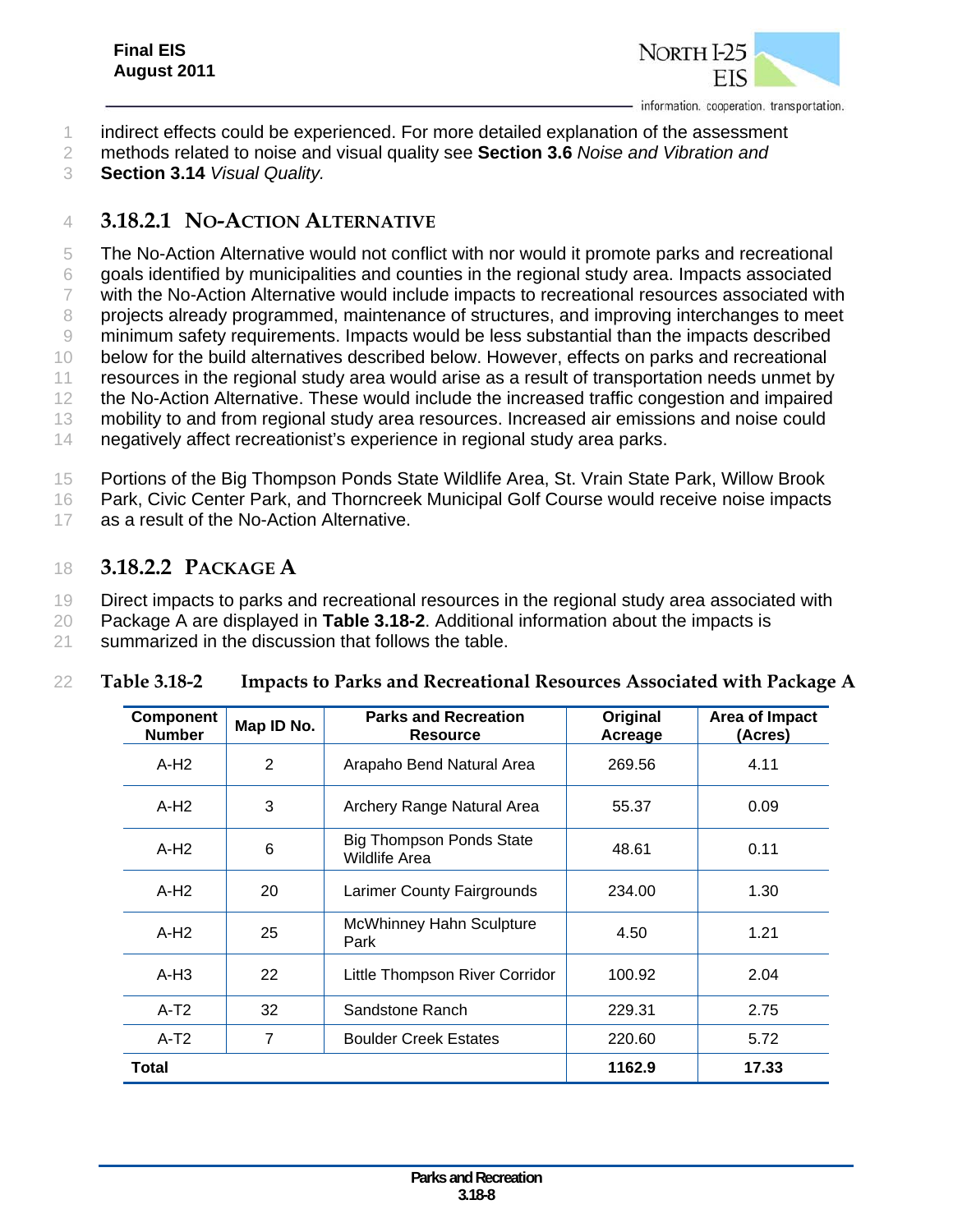indirect effects could be experienced. For more detailed explanation of the assessment methods related to noise and visual quality see **Section 3.6** *Noise and Vibration and* **Section 3.14** *Visual Quality.*

### 3.18.2.1 No-Action Alternative

The No-Action Alternative would not conflict with nor would it promote parks and recreational goals identified by municipalities and counties in the regional study area. Impacts associated with the No-Action Alternative would include impacts to recreational resources associated with projects already programmed, maintenance of structures, and improving interchanges to meet minimum safety requirements. Impacts would be less substantial than the impacts described below for the build alternatives described below. However, effects on parks and recreational resources in the regional study area would arise as a result of transportation needs unmet by the No-Action Alternative. These would include the increased traffic congestion and impaired mobility to and from regional study area resources. Increased air emissions and noise could negatively affect recreationist's experience in regional study area parks.

Portions of the Big Thompson Ponds State Wildlife Area, St. Vrain State Park, Willow Brook Park, Civic Center Park, and Thorncreek Municipal Golf Course would receive noise impacts as a result of the No-Action Alternative.

### 3.18.2.2 Package A

Direct impacts to parks and recreational resources in the regional study area associated with Package A are displayed in **Table 3.18-2**. Additional information about the impacts is summarized in the discussion that follows the table.

**Table 3.18-2 Impacts to Parks and Recreational Resources Associated with Package A**

| Component Number | Map ID No. | Parks and Recreation Resource | Original Acreage | Area of Impact (Acres) |
|---|---|---|---|---|
| A-H2 | 2 | Arapaho Bend Natural Area | 269.56 | 4.11 |
| A-H2 | 3 | Archery Range Natural Area | 55.37 | 0.09 |
| A-H2 | 6 | Big Thompson Ponds State Wildlife Area | 48.61 | 0.11 |
| A-H2 | 20 | Larimer County Fairgrounds | 234.00 | 1.30 |
| A-H2 | 25 | McWhinney Hahn Sculpture Park | 4.50 | 1.21 |
| A-H3 | 22 | Little Thompson River Corridor | 100.92 | 2.04 |
| A-T2 | 32 | Sandstone Ranch | 229.31 | 2.75 |
| A-T2 | 7 | Boulder Creek Estates | 220.60 | 5.72 |
| **Total** | | | **1162.9** | **17.33** |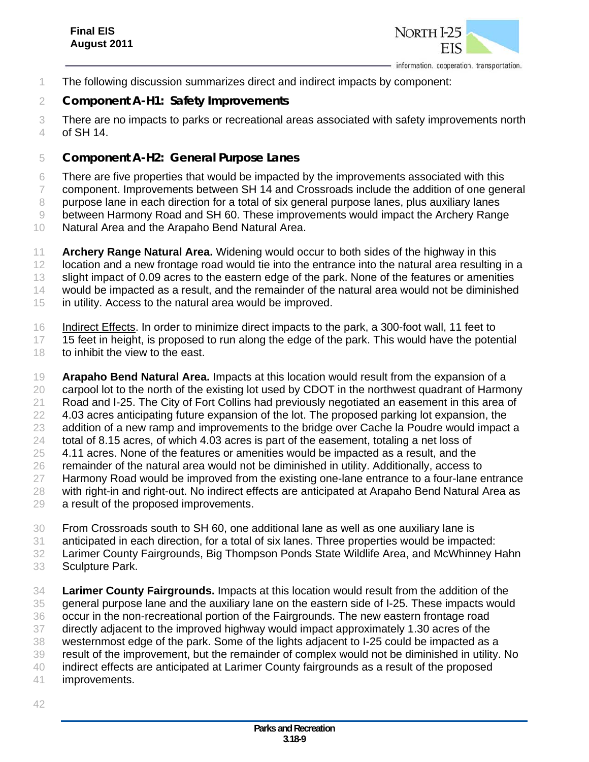The following discussion summarizes direct and indirect impacts by component:

### Component A-H1: Safety Improvements

There are no impacts to parks or recreational areas associated with safety improvements north of SH 14.

### Component A-H2: General Purpose Lanes

There are five properties that would be impacted by the improvements associated with this component. Improvements between SH 14 and Crossroads include the addition of one general purpose lane in each direction for a total of six general purpose lanes, plus auxiliary lanes between Harmony Road and SH 60. These improvements would impact the Archery Range Natural Area and the Arapaho Bend Natural Area.

**Archery Range Natural Area.** Widening would occur to both sides of the highway in this location and a new frontage road would tie into the entrance into the natural area resulting in a slight impact of 0.09 acres to the eastern edge of the park. None of the features or amenities would be impacted as a result, and the remainder of the natural area would not be diminished in utility. Access to the natural area would be improved.

Indirect Effects. In order to minimize direct impacts to the park, a 300-foot wall, 11 feet to 15 feet in height, is proposed to run along the edge of the park. This would have the potential to inhibit the view to the east.

**Arapaho Bend Natural Area.** Impacts at this location would result from the expansion of a carpool lot to the north of the existing lot used by CDOT in the northwest quadrant of Harmony Road and I-25. The City of Fort Collins had previously negotiated an easement in this area of 4.03 acres anticipating future expansion of the lot. The proposed parking lot expansion, the addition of a new ramp and improvements to the bridge over Cache la Poudre would impact a total of 8.15 acres, of which 4.03 acres is part of the easement, totaling a net loss of 4.11 acres. None of the features or amenities would be impacted as a result, and the remainder of the natural area would not be diminished in utility. Additionally, access to Harmony Road would be improved from the existing one-lane entrance to a four-lane entrance with right-in and right-out. No indirect effects are anticipated at Arapaho Bend Natural Area as a result of the proposed improvements.

From Crossroads south to SH 60, one additional lane as well as one auxiliary lane is anticipated in each direction, for a total of six lanes. Three properties would be impacted: Larimer County Fairgrounds, Big Thompson Ponds State Wildlife Area, and McWhinney Hahn Sculpture Park.

**Larimer County Fairgrounds.** Impacts at this location would result from the addition of the general purpose lane and the auxiliary lane on the eastern side of I-25. These impacts would occur in the non-recreational portion of the Fairgrounds. The new eastern frontage road directly adjacent to the improved highway would impact approximately 1.30 acres of the westernmost edge of the park. Some of the lights adjacent to I-25 could be impacted as a result of the improvement, but the remainder of complex would not be diminished in utility. No indirect effects are anticipated at Larimer County fairgrounds as a result of the proposed improvements.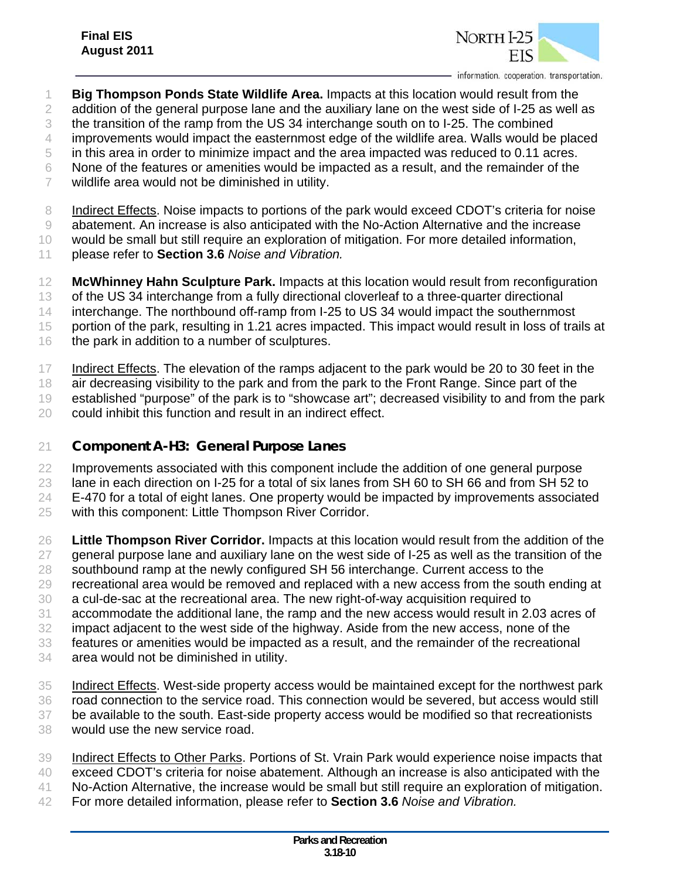**Big Thompson Ponds State Wildlife Area.** Impacts at this location would result from the addition of the general purpose lane and the auxiliary lane on the west side of I-25 as well as the transition of the ramp from the US 34 interchange south on to I-25. The combined improvements would impact the easternmost edge of the wildlife area. Walls would be placed in this area in order to minimize impact and the area impacted was reduced to 0.11 acres. None of the features or amenities would be impacted as a result, and the remainder of the wildlife area would not be diminished in utility.

Indirect Effects. Noise impacts to portions of the park would exceed CDOT's criteria for noise abatement. An increase is also anticipated with the No-Action Alternative and the increase would be small but still require an exploration of mitigation. For more detailed information, please refer to **Section 3.6** *Noise and Vibration.*

**McWhinney Hahn Sculpture Park.** Impacts at this location would result from reconfiguration of the US 34 interchange from a fully directional cloverleaf to a three-quarter directional interchange. The northbound off-ramp from I-25 to US 34 would impact the southernmost portion of the park, resulting in 1.21 acres impacted. This impact would result in loss of trails at the park in addition to a number of sculptures.

Indirect Effects. The elevation of the ramps adjacent to the park would be 20 to 30 feet in the air decreasing visibility to the park and from the park to the Front Range. Since part of the established "purpose" of the park is to "showcase art"; decreased visibility to and from the park could inhibit this function and result in an indirect effect.

### Component A-H3: General Purpose Lanes

Improvements associated with this component include the addition of one general purpose lane in each direction on I-25 for a total of six lanes from SH 60 to SH 66 and from SH 52 to E-470 for a total of eight lanes. One property would be impacted by improvements associated with this component: Little Thompson River Corridor.

**Little Thompson River Corridor.** Impacts at this location would result from the addition of the general purpose lane and auxiliary lane on the west side of I-25 as well as the transition of the southbound ramp at the newly configured SH 56 interchange. Current access to the recreational area would be removed and replaced with a new access from the south ending at a cul-de-sac at the recreational area. The new right-of-way acquisition required to accommodate the additional lane, the ramp and the new access would result in 2.03 acres of impact adjacent to the west side of the highway. Aside from the new access, none of the features or amenities would be impacted as a result, and the remainder of the recreational area would not be diminished in utility.

Indirect Effects. West-side property access would be maintained except for the northwest park road connection to the service road. This connection would be severed, but access would still be available to the south. East-side property access would be modified so that recreationists would use the new service road.

Indirect Effects to Other Parks. Portions of St. Vrain Park would experience noise impacts that exceed CDOT's criteria for noise abatement. Although an increase is also anticipated with the No-Action Alternative, the increase would be small but still require an exploration of mitigation. For more detailed information, please refer to **Section 3.6** *Noise and Vibration.*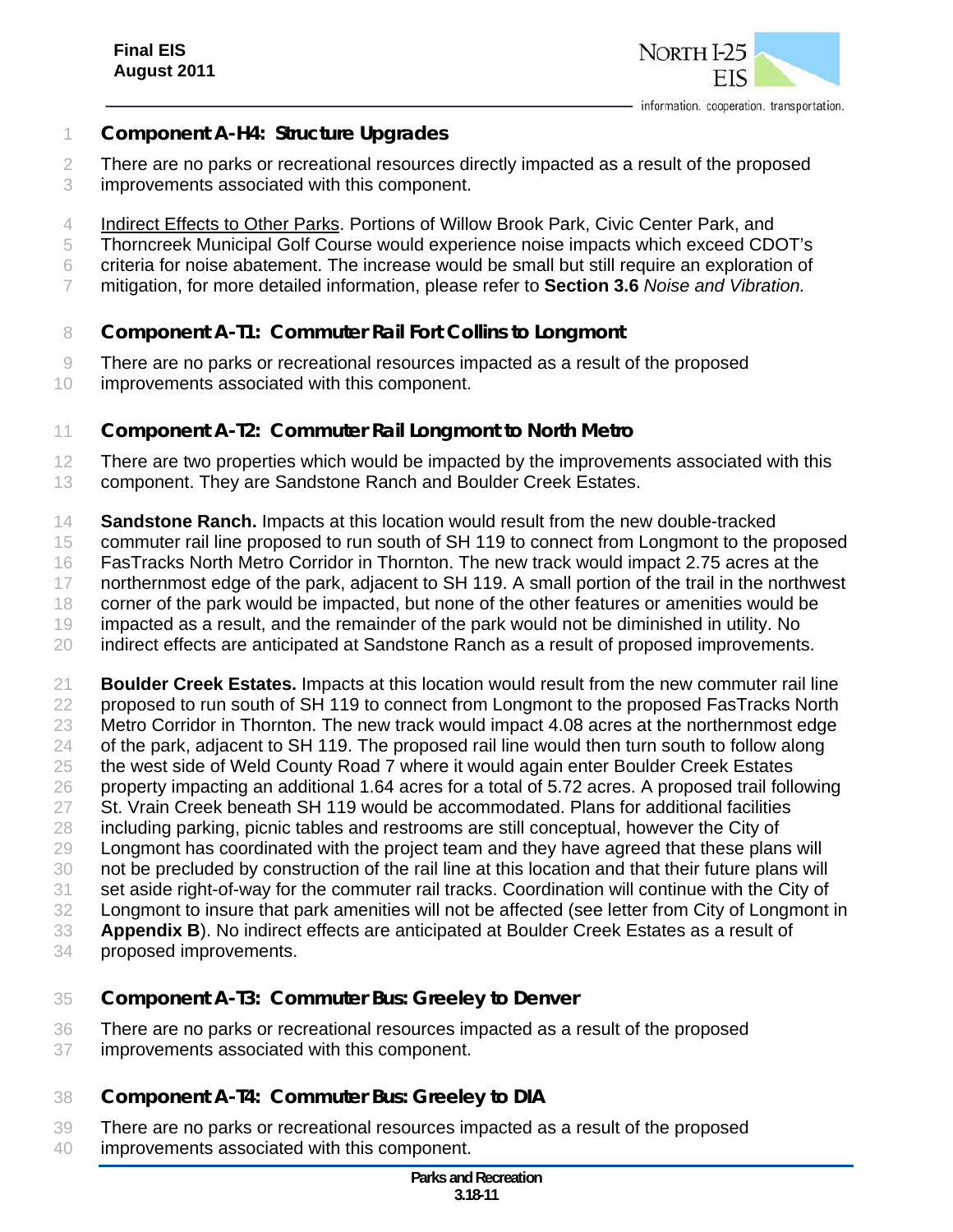### Component A-H4: Structure Upgrades

There are no parks or recreational resources directly impacted as a result of the proposed improvements associated with this component.

Indirect Effects to Other Parks. Portions of Willow Brook Park, Civic Center Park, and Thorncreek Municipal Golf Course would experience noise impacts which exceed CDOT's criteria for noise abatement. The increase would be small but still require an exploration of mitigation, for more detailed information, please refer to **Section 3.6** *Noise and Vibration.*

### Component A-T1: Commuter Rail Fort Collins to Longmont

There are no parks or recreational resources impacted as a result of the proposed improvements associated with this component.

### Component A-T2: Commuter Rail Longmont to North Metro

There are two properties which would be impacted by the improvements associated with this component. They are Sandstone Ranch and Boulder Creek Estates.

**Sandstone Ranch.** Impacts at this location would result from the new double-tracked commuter rail line proposed to run south of SH 119 to connect from Longmont to the proposed FasTracks North Metro Corridor in Thornton. The new track would impact 2.75 acres at the northernmost edge of the park, adjacent to SH 119. A small portion of the trail in the northwest corner of the park would be impacted, but none of the other features or amenities would be impacted as a result, and the remainder of the park would not be diminished in utility. No indirect effects are anticipated at Sandstone Ranch as a result of proposed improvements.

**Boulder Creek Estates.** Impacts at this location would result from the new commuter rail line proposed to run south of SH 119 to connect from Longmont to the proposed FasTracks North Metro Corridor in Thornton. The new track would impact 4.08 acres at the northernmost edge of the park, adjacent to SH 119. The proposed rail line would then turn south to follow along the west side of Weld County Road 7 where it would again enter Boulder Creek Estates property impacting an additional 1.64 acres for a total of 5.72 acres. A proposed trail following St. Vrain Creek beneath SH 119 would be accommodated. Plans for additional facilities including parking, picnic tables and restrooms are still conceptual, however the City of Longmont has coordinated with the project team and they have agreed that these plans will not be precluded by construction of the rail line at this location and that their future plans will set aside right-of-way for the commuter rail tracks. Coordination will continue with the City of Longmont to insure that park amenities will not be affected (see letter from City of Longmont in **Appendix B**). No indirect effects are anticipated at Boulder Creek Estates as a result of proposed improvements.

### Component A-T3: Commuter Bus: Greeley to Denver

There are no parks or recreational resources impacted as a result of the proposed improvements associated with this component.

### Component A-T4: Commuter Bus: Greeley to DIA

There are no parks or recreational resources impacted as a result of the proposed improvements associated with this component.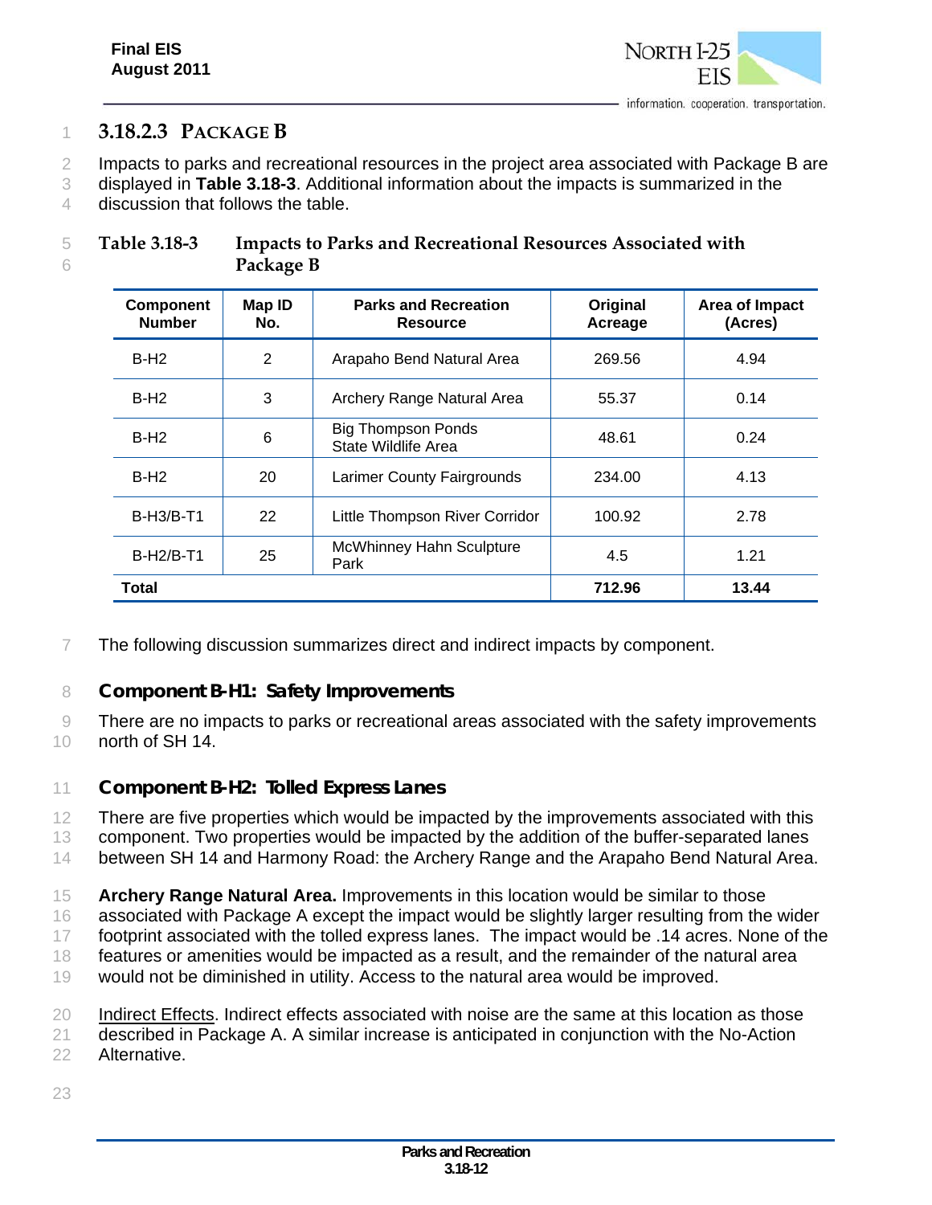### 3.18.2.3 PACKAGE B

Impacts to parks and recreational resources in the project area associated with Package B are displayed in **Table 3.18-3**. Additional information about the impacts is summarized in the discussion that follows the table.

**Table 3.18-3 Impacts to Parks and Recreational Resources Associated with Package B**

| Component Number | Map ID No. | Parks and Recreation Resource | Original Acreage | Area of Impact (Acres) |
|---|---|---|---|---|
| B-H2 | 2 | Arapaho Bend Natural Area | 269.56 | 4.94 |
| B-H2 | 3 | Archery Range Natural Area | 55.37 | 0.14 |
| B-H2 | 6 | Big Thompson Ponds State Wildlife Area | 48.61 | 0.24 |
| B-H2 | 20 | Larimer County Fairgrounds | 234.00 | 4.13 |
| B-H3/B-T1 | 22 | Little Thompson River Corridor | 100.92 | 2.78 |
| B-H2/B-T1 | 25 | McWhinney Hahn Sculpture Park | 4.5 | 1.21 |
| **Total** | | | **712.96** | **13.44** |

The following discussion summarizes direct and indirect impacts by component.

#### Component B-H1: Safety Improvements

There are no impacts to parks or recreational areas associated with the safety improvements north of SH 14.

#### Component B-H2: Tolled Express Lanes

There are five properties which would be impacted by the improvements associated with this component. Two properties would be impacted by the addition of the buffer-separated lanes between SH 14 and Harmony Road: the Archery Range and the Arapaho Bend Natural Area.

**Archery Range Natural Area.** Improvements in this location would be similar to those associated with Package A except the impact would be slightly larger resulting from the wider footprint associated with the tolled express lanes. The impact would be .14 acres. None of the features or amenities would be impacted as a result, and the remainder of the natural area would not be diminished in utility. Access to the natural area would be improved.

Indirect Effects. Indirect effects associated with noise are the same at this location as those described in Package A. A similar increase is anticipated in conjunction with the No-Action Alternative.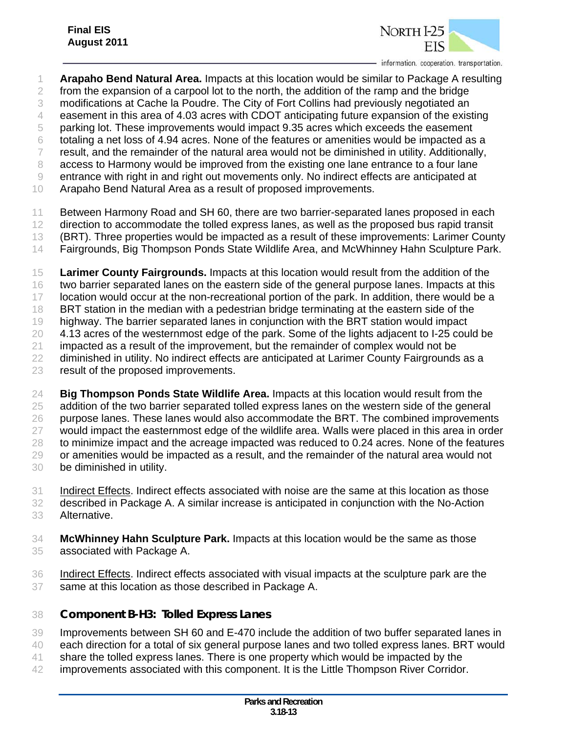**Arapaho Bend Natural Area.** Impacts at this location would be similar to Package A resulting from the expansion of a carpool lot to the north, the addition of the ramp and the bridge modifications at Cache la Poudre. The City of Fort Collins had previously negotiated an easement in this area of 4.03 acres with CDOT anticipating future expansion of the existing parking lot. These improvements would impact 9.35 acres which exceeds the easement totaling a net loss of 4.94 acres. None of the features or amenities would be impacted as a result, and the remainder of the natural area would not be diminished in utility. Additionally, access to Harmony would be improved from the existing one lane entrance to a four lane entrance with right in and right out movements only. No indirect effects are anticipated at Arapaho Bend Natural Area as a result of proposed improvements.

Between Harmony Road and SH 60, there are two barrier-separated lanes proposed in each direction to accommodate the tolled express lanes, as well as the proposed bus rapid transit (BRT). Three properties would be impacted as a result of these improvements: Larimer County Fairgrounds, Big Thompson Ponds State Wildlife Area, and McWhinney Hahn Sculpture Park.

**Larimer County Fairgrounds.** Impacts at this location would result from the addition of the two barrier separated lanes on the eastern side of the general purpose lanes. Impacts at this location would occur at the non-recreational portion of the park. In addition, there would be a BRT station in the median with a pedestrian bridge terminating at the eastern side of the highway. The barrier separated lanes in conjunction with the BRT station would impact 4.13 acres of the westernmost edge of the park. Some of the lights adjacent to I-25 could be impacted as a result of the improvement, but the remainder of complex would not be diminished in utility. No indirect effects are anticipated at Larimer County Fairgrounds as a result of the proposed improvements.

**Big Thompson Ponds State Wildlife Area.** Impacts at this location would result from the addition of the two barrier separated tolled express lanes on the western side of the general purpose lanes. These lanes would also accommodate the BRT. The combined improvements would impact the easternmost edge of the wildlife area. Walls were placed in this area in order to minimize impact and the acreage impacted was reduced to 0.24 acres. None of the features or amenities would be impacted as a result, and the remainder of the natural area would not be diminished in utility.

Indirect Effects. Indirect effects associated with noise are the same at this location as those described in Package A. A similar increase is anticipated in conjunction with the No-Action Alternative.

**McWhinney Hahn Sculpture Park.** Impacts at this location would be the same as those associated with Package A.

Indirect Effects. Indirect effects associated with visual impacts at the sculpture park are the same at this location as those described in Package A.

### Component B-H3: Tolled Express Lanes

Improvements between SH 60 and E-470 include the addition of two buffer separated lanes in each direction for a total of six general purpose lanes and two tolled express lanes. BRT would share the tolled express lanes. There is one property which would be impacted by the improvements associated with this component. It is the Little Thompson River Corridor.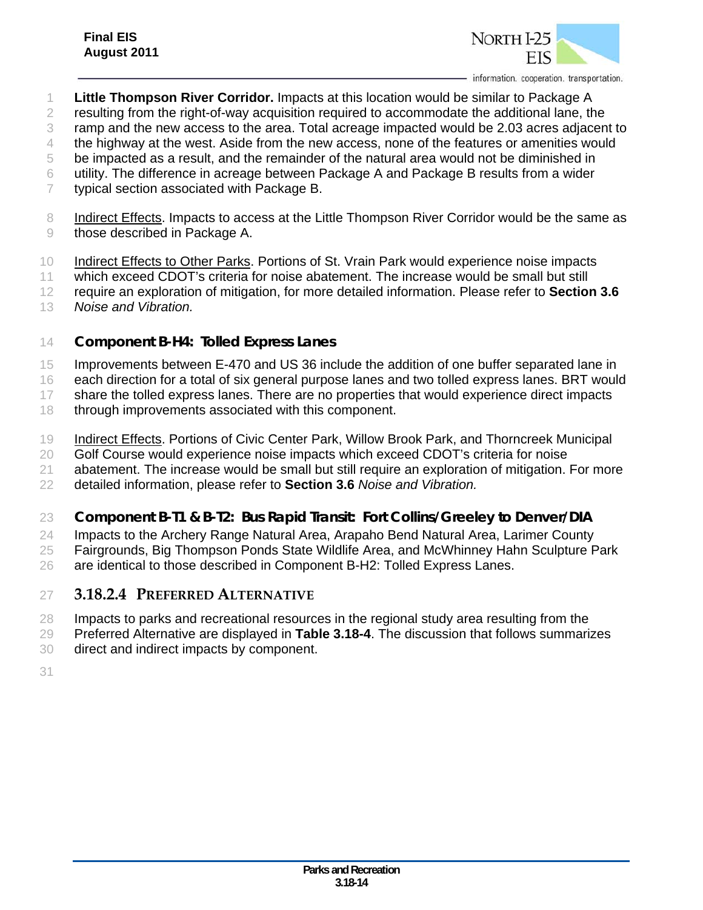**Little Thompson River Corridor.** Impacts at this location would be similar to Package A resulting from the right-of-way acquisition required to accommodate the additional lane, the ramp and the new access to the area. Total acreage impacted would be 2.03 acres adjacent to the highway at the west. Aside from the new access, none of the features or amenities would be impacted as a result, and the remainder of the natural area would not be diminished in utility. The difference in acreage between Package A and Package B results from a wider typical section associated with Package B.

Indirect Effects. Impacts to access at the Little Thompson River Corridor would be the same as those described in Package A.

Indirect Effects to Other Parks. Portions of St. Vrain Park would experience noise impacts which exceed CDOT's criteria for noise abatement. The increase would be small but still require an exploration of mitigation, for more detailed information. Please refer to **Section 3.6** *Noise and Vibration.*

#### Component B-H4: Tolled Express Lanes

Improvements between E-470 and US 36 include the addition of one buffer separated lane in each direction for a total of six general purpose lanes and two tolled express lanes. BRT would share the tolled express lanes. There are no properties that would experience direct impacts through improvements associated with this component.

Indirect Effects. Portions of Civic Center Park, Willow Brook Park, and Thorncreek Municipal Golf Course would experience noise impacts which exceed CDOT's criteria for noise abatement. The increase would be small but still require an exploration of mitigation. For more detailed information, please refer to **Section 3.6** *Noise and Vibration.*

#### Component B-T1 & B-T2: Bus Rapid Transit: Fort Collins/Greeley to Denver/DIA

Impacts to the Archery Range Natural Area, Arapaho Bend Natural Area, Larimer County Fairgrounds, Big Thompson Ponds State Wildlife Area, and McWhinney Hahn Sculpture Park are identical to those described in Component B-H2: Tolled Express Lanes.

### 3.18.2.4 Preferred Alternative

Impacts to parks and recreational resources in the regional study area resulting from the Preferred Alternative are displayed in **Table 3.18-4**. The discussion that follows summarizes direct and indirect impacts by component.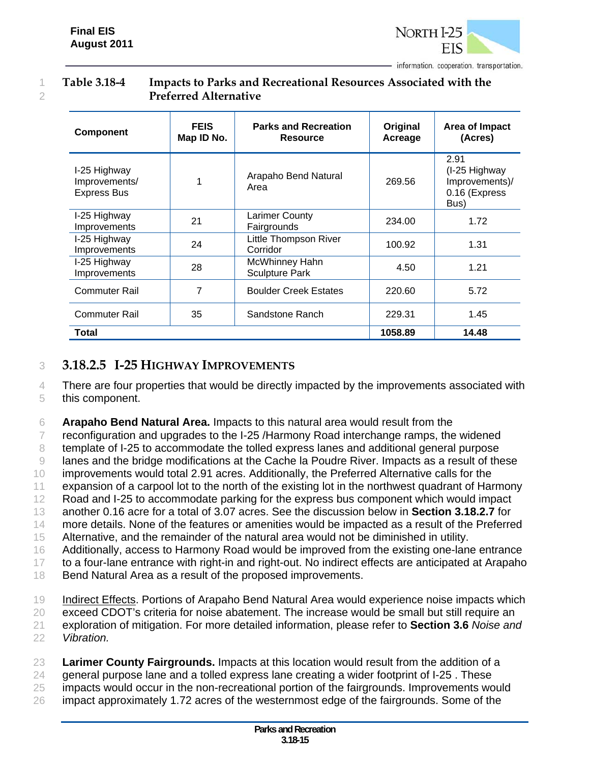**Table 3.18-4 Impacts to Parks and Recreational Resources Associated with the Preferred Alternative**

| Component | FEIS Map ID No. | Parks and Recreation Resource | Original Acreage | Area of Impact (Acres) |
|---|---|---|---|---|
| I-25 Highway Improvements/ Express Bus | 1 | Arapaho Bend Natural Area | 269.56 | 2.91 (I-25 Highway Improvements)/ 0.16 (Express Bus) |
| I-25 Highway Improvements | 21 | Larimer County Fairgrounds | 234.00 | 1.72 |
| I-25 Highway Improvements | 24 | Little Thompson River Corridor | 100.92 | 1.31 |
| I-25 Highway Improvements | 28 | McWhinney Hahn Sculpture Park | 4.50 | 1.21 |
| Commuter Rail | 7 | Boulder Creek Estates | 220.60 | 5.72 |
| Commuter Rail | 35 | Sandstone Ranch | 229.31 | 1.45 |
| **Total** | | | **1058.89** | **14.48** |

### 3.18.2.5 I-25 Highway Improvements

There are four properties that would be directly impacted by the improvements associated with this component.

**Arapaho Bend Natural Area.** Impacts to this natural area would result from the reconfiguration and upgrades to the I-25 /Harmony Road interchange ramps, the widened template of I-25 to accommodate the tolled express lanes and additional general purpose lanes and the bridge modifications at the Cache la Poudre River. Impacts as a result of these improvements would total 2.91 acres. Additionally, the Preferred Alternative calls for the expansion of a carpool lot to the north of the existing lot in the northwest quadrant of Harmony Road and I-25 to accommodate parking for the express bus component which would impact another 0.16 acre for a total of 3.07 acres. See the discussion below in **Section 3.18.2.7** for more details. None of the features or amenities would be impacted as a result of the Preferred Alternative, and the remainder of the natural area would not be diminished in utility. Additionally, access to Harmony Road would be improved from the existing one-lane entrance to a four-lane entrance with right-in and right-out. No indirect effects are anticipated at Arapaho Bend Natural Area as a result of the proposed improvements.

Indirect Effects. Portions of Arapaho Bend Natural Area would experience noise impacts which exceed CDOT's criteria for noise abatement. The increase would be small but still require an exploration of mitigation. For more detailed information, please refer to **Section 3.6** *Noise and Vibration.*

**Larimer County Fairgrounds.** Impacts at this location would result from the addition of a general purpose lane and a tolled express lane creating a wider footprint of I-25 . These impacts would occur in the non-recreational portion of the fairgrounds. Improvements would impact approximately 1.72 acres of the westernmost edge of the fairgrounds. Some of the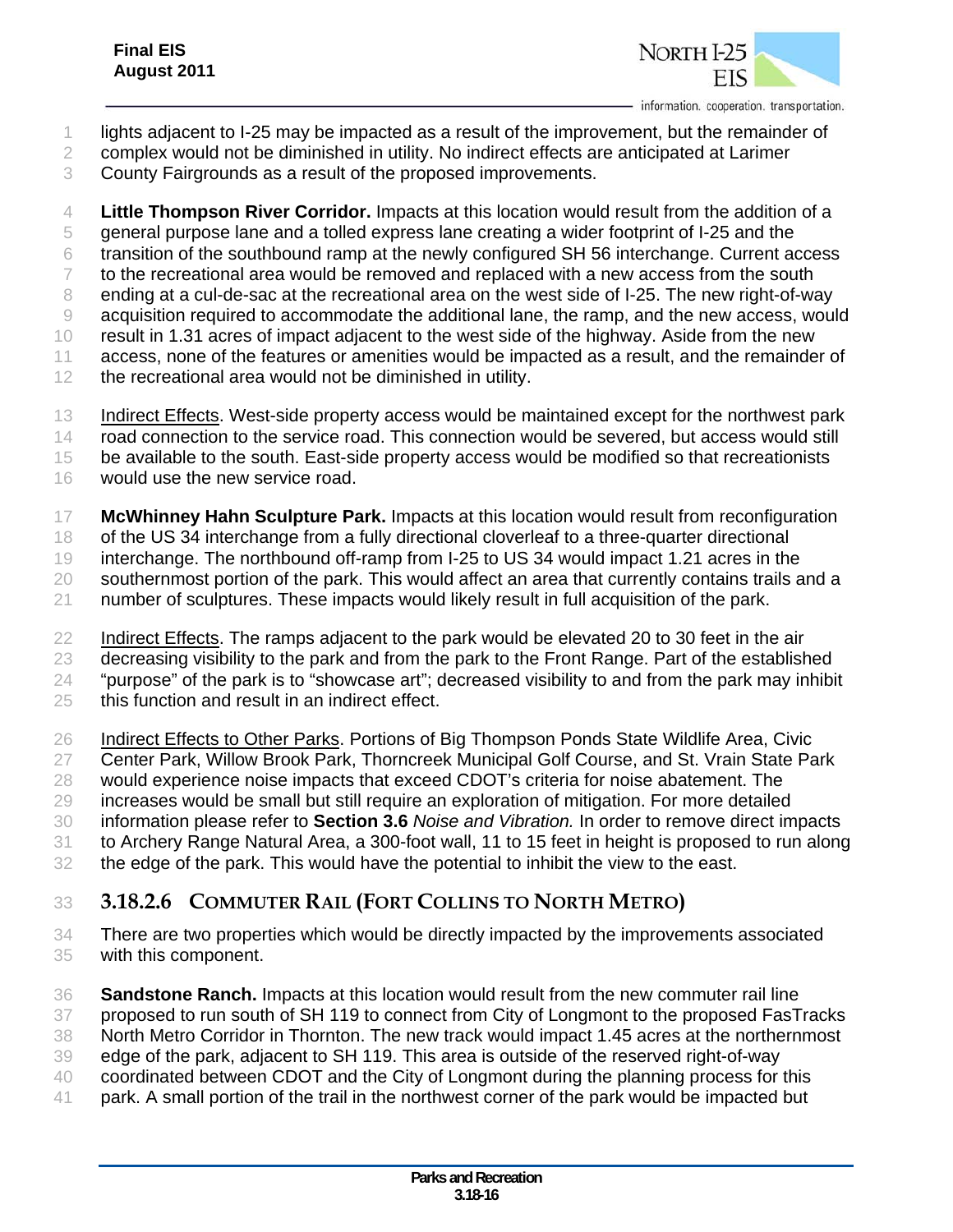lights adjacent to I-25 may be impacted as a result of the improvement, but the remainder of complex would not be diminished in utility. No indirect effects are anticipated at Larimer County Fairgrounds as a result of the proposed improvements.

**Little Thompson River Corridor.** Impacts at this location would result from the addition of a general purpose lane and a tolled express lane creating a wider footprint of I-25 and the transition of the southbound ramp at the newly configured SH 56 interchange. Current access to the recreational area would be removed and replaced with a new access from the south ending at a cul-de-sac at the recreational area on the west side of I-25. The new right-of-way acquisition required to accommodate the additional lane, the ramp, and the new access, would result in 1.31 acres of impact adjacent to the west side of the highway. Aside from the new access, none of the features or amenities would be impacted as a result, and the remainder of the recreational area would not be diminished in utility.

Indirect Effects. West-side property access would be maintained except for the northwest park road connection to the service road. This connection would be severed, but access would still be available to the south. East-side property access would be modified so that recreationists would use the new service road.

**McWhinney Hahn Sculpture Park.** Impacts at this location would result from reconfiguration of the US 34 interchange from a fully directional cloverleaf to a three-quarter directional interchange. The northbound off-ramp from I-25 to US 34 would impact 1.21 acres in the southernmost portion of the park. This would affect an area that currently contains trails and a number of sculptures. These impacts would likely result in full acquisition of the park.

Indirect Effects. The ramps adjacent to the park would be elevated 20 to 30 feet in the air decreasing visibility to the park and from the park to the Front Range. Part of the established "purpose" of the park is to "showcase art"; decreased visibility to and from the park may inhibit this function and result in an indirect effect.

Indirect Effects to Other Parks. Portions of Big Thompson Ponds State Wildlife Area, Civic Center Park, Willow Brook Park, Thorncreek Municipal Golf Course, and St. Vrain State Park would experience noise impacts that exceed CDOT's criteria for noise abatement. The increases would be small but still require an exploration of mitigation. For more detailed information please refer to **Section 3.6** *Noise and Vibration.* In order to remove direct impacts to Archery Range Natural Area, a 300-foot wall, 11 to 15 feet in height is proposed to run along the edge of the park. This would have the potential to inhibit the view to the east.

### 3.18.2.6 Commuter Rail (Fort Collins to North Metro)

There are two properties which would be directly impacted by the improvements associated with this component.

**Sandstone Ranch.** Impacts at this location would result from the new commuter rail line proposed to run south of SH 119 to connect from City of Longmont to the proposed FasTracks North Metro Corridor in Thornton. The new track would impact 1.45 acres at the northernmost edge of the park, adjacent to SH 119. This area is outside of the reserved right-of-way coordinated between CDOT and the City of Longmont during the planning process for this park. A small portion of the trail in the northwest corner of the park would be impacted but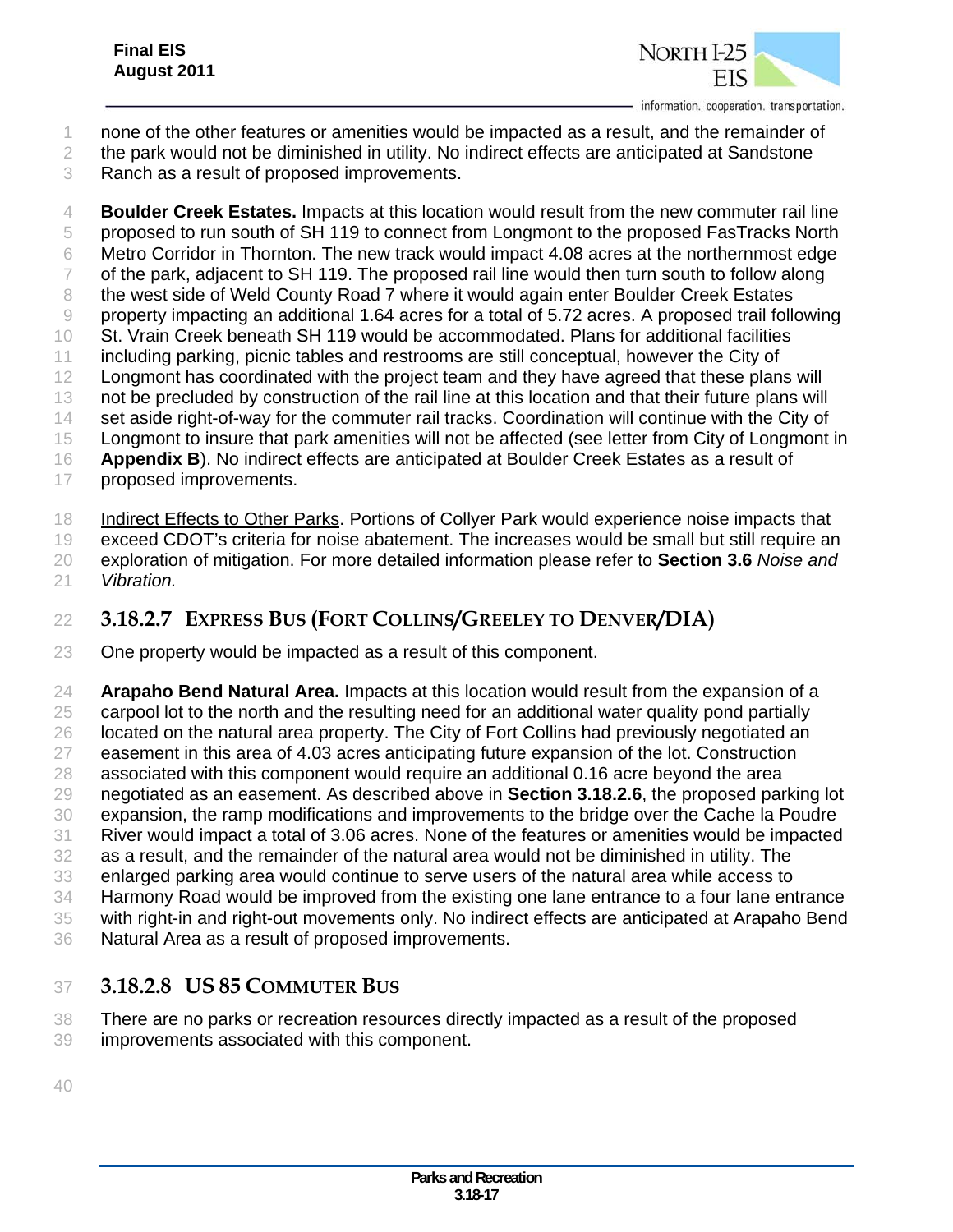none of the other features or amenities would be impacted as a result, and the remainder of the park would not be diminished in utility. No indirect effects are anticipated at Sandstone Ranch as a result of proposed improvements.

**Boulder Creek Estates.** Impacts at this location would result from the new commuter rail line proposed to run south of SH 119 to connect from Longmont to the proposed FasTracks North Metro Corridor in Thornton. The new track would impact 4.08 acres at the northernmost edge of the park, adjacent to SH 119. The proposed rail line would then turn south to follow along the west side of Weld County Road 7 where it would again enter Boulder Creek Estates property impacting an additional 1.64 acres for a total of 5.72 acres. A proposed trail following St. Vrain Creek beneath SH 119 would be accommodated. Plans for additional facilities including parking, picnic tables and restrooms are still conceptual, however the City of Longmont has coordinated with the project team and they have agreed that these plans will not be precluded by construction of the rail line at this location and that their future plans will set aside right-of-way for the commuter rail tracks. Coordination will continue with the City of Longmont to insure that park amenities will not be affected (see letter from City of Longmont in **Appendix B**). No indirect effects are anticipated at Boulder Creek Estates as a result of proposed improvements.

Indirect Effects to Other Parks. Portions of Collyer Park would experience noise impacts that exceed CDOT's criteria for noise abatement. The increases would be small but still require an exploration of mitigation. For more detailed information please refer to **Section 3.6** *Noise and Vibration.*

### 3.18.2.7 Express Bus (Fort Collins/Greeley to Denver/DIA)

One property would be impacted as a result of this component.

**Arapaho Bend Natural Area.** Impacts at this location would result from the expansion of a carpool lot to the north and the resulting need for an additional water quality pond partially located on the natural area property. The City of Fort Collins had previously negotiated an easement in this area of 4.03 acres anticipating future expansion of the lot. Construction associated with this component would require an additional 0.16 acre beyond the area negotiated as an easement. As described above in **Section 3.18.2.6**, the proposed parking lot expansion, the ramp modifications and improvements to the bridge over the Cache la Poudre River would impact a total of 3.06 acres. None of the features or amenities would be impacted as a result, and the remainder of the natural area would not be diminished in utility. The enlarged parking area would continue to serve users of the natural area while access to Harmony Road would be improved from the existing one lane entrance to a four lane entrance with right-in and right-out movements only. No indirect effects are anticipated at Arapaho Bend Natural Area as a result of proposed improvements.

### 3.18.2.8 US 85 Commuter Bus

There are no parks or recreation resources directly impacted as a result of the proposed improvements associated with this component.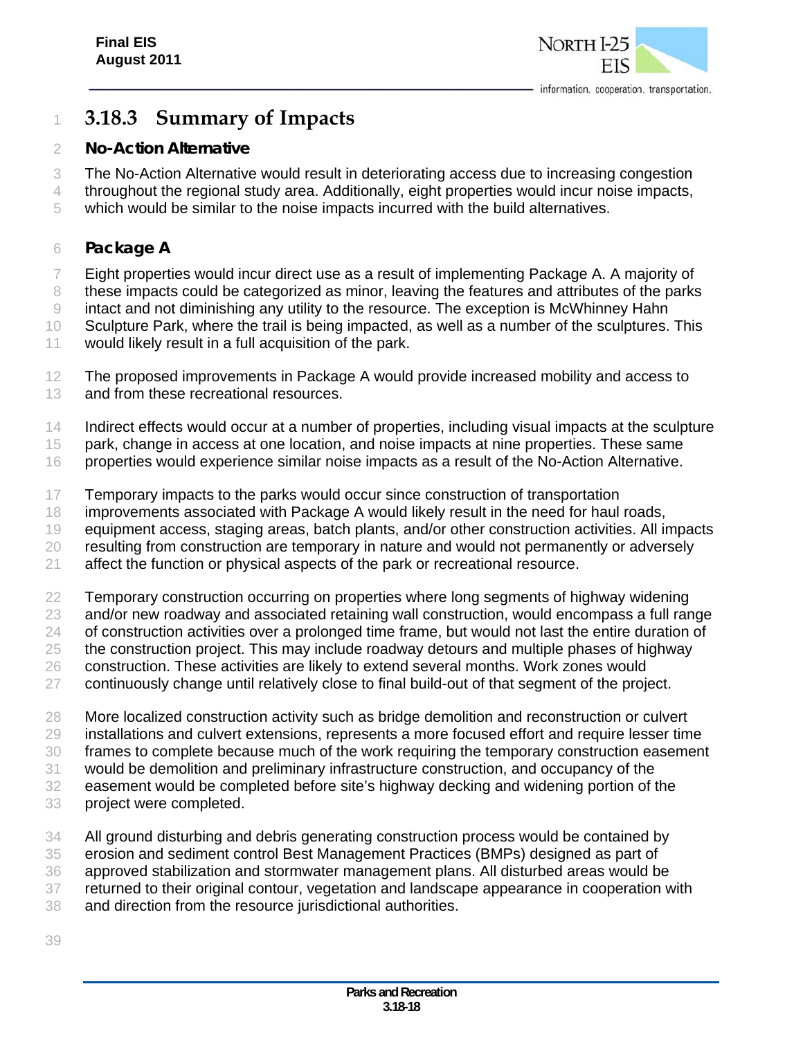## 3.18.3 Summary of Impacts

### No-Action Alternative

The No-Action Alternative would result in deteriorating access due to increasing congestion throughout the regional study area. Additionally, eight properties would incur noise impacts, which would be similar to the noise impacts incurred with the build alternatives.

### Package A

Eight properties would incur direct use as a result of implementing Package A. A majority of these impacts could be categorized as minor, leaving the features and attributes of the parks intact and not diminishing any utility to the resource. The exception is McWhinney Hahn Sculpture Park, where the trail is being impacted, as well as a number of the sculptures. This would likely result in a full acquisition of the park.

The proposed improvements in Package A would provide increased mobility and access to and from these recreational resources.

Indirect effects would occur at a number of properties, including visual impacts at the sculpture park, change in access at one location, and noise impacts at nine properties. These same properties would experience similar noise impacts as a result of the No-Action Alternative.

Temporary impacts to the parks would occur since construction of transportation improvements associated with Package A would likely result in the need for haul roads, equipment access, staging areas, batch plants, and/or other construction activities. All impacts resulting from construction are temporary in nature and would not permanently or adversely affect the function or physical aspects of the park or recreational resource.

Temporary construction occurring on properties where long segments of highway widening and/or new roadway and associated retaining wall construction, would encompass a full range of construction activities over a prolonged time frame, but would not last the entire duration of the construction project. This may include roadway detours and multiple phases of highway construction. These activities are likely to extend several months. Work zones would continuously change until relatively close to final build-out of that segment of the project.

More localized construction activity such as bridge demolition and reconstruction or culvert installations and culvert extensions, represents a more focused effort and require lesser time frames to complete because much of the work requiring the temporary construction easement would be demolition and preliminary infrastructure construction, and occupancy of the easement would be completed before site's highway decking and widening portion of the project were completed.

All ground disturbing and debris generating construction process would be contained by erosion and sediment control Best Management Practices (BMPs) designed as part of approved stabilization and stormwater management plans. All disturbed areas would be returned to their original contour, vegetation and landscape appearance in cooperation with and direction from the resource jurisdictional authorities.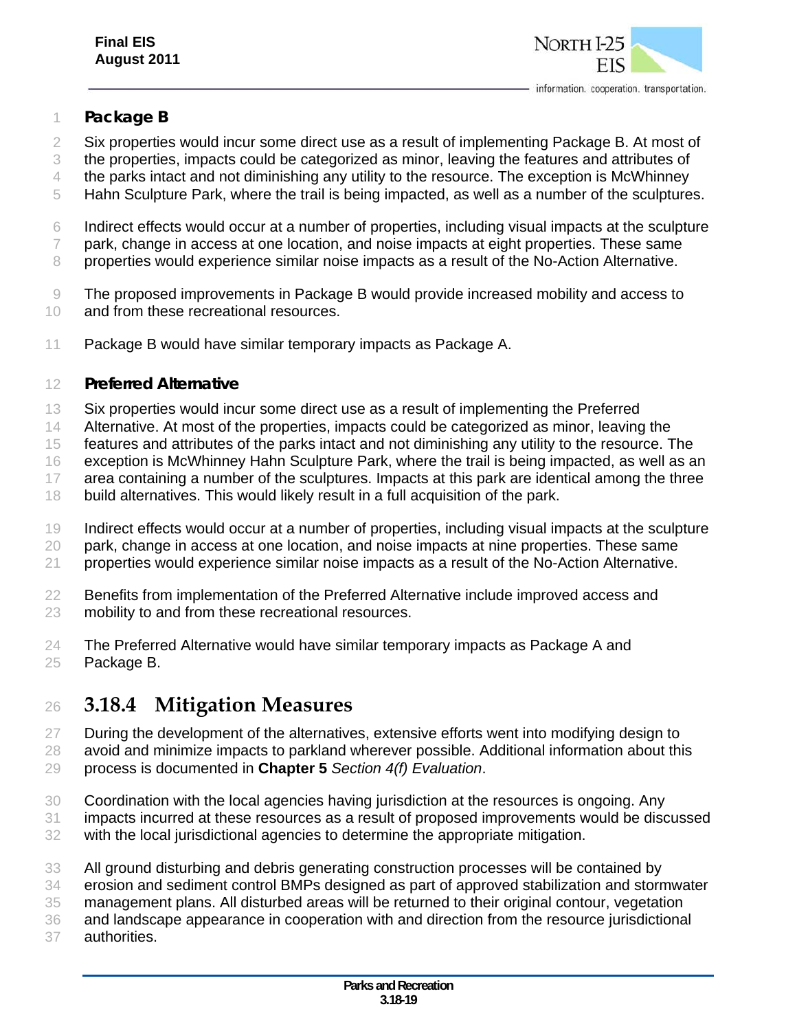#### Package B

Six properties would incur some direct use as a result of implementing Package B. At most of the properties, impacts could be categorized as minor, leaving the features and attributes of the parks intact and not diminishing any utility to the resource. The exception is McWhinney Hahn Sculpture Park, where the trail is being impacted, as well as a number of the sculptures.

Indirect effects would occur at a number of properties, including visual impacts at the sculpture park, change in access at one location, and noise impacts at eight properties. These same properties would experience similar noise impacts as a result of the No-Action Alternative.

The proposed improvements in Package B would provide increased mobility and access to and from these recreational resources.

Package B would have similar temporary impacts as Package A.

#### Preferred Alternative

Six properties would incur some direct use as a result of implementing the Preferred Alternative. At most of the properties, impacts could be categorized as minor, leaving the features and attributes of the parks intact and not diminishing any utility to the resource. The exception is McWhinney Hahn Sculpture Park, where the trail is being impacted, as well as an area containing a number of the sculptures. Impacts at this park are identical among the three build alternatives. This would likely result in a full acquisition of the park.

Indirect effects would occur at a number of properties, including visual impacts at the sculpture park, change in access at one location, and noise impacts at nine properties. These same properties would experience similar noise impacts as a result of the No-Action Alternative.

Benefits from implementation of the Preferred Alternative include improved access and mobility to and from these recreational resources.

The Preferred Alternative would have similar temporary impacts as Package A and Package B.

## 3.18.4 Mitigation Measures

During the development of the alternatives, extensive efforts went into modifying design to avoid and minimize impacts to parkland wherever possible. Additional information about this process is documented in **Chapter 5** *Section 4(f) Evaluation*.

Coordination with the local agencies having jurisdiction at the resources is ongoing. Any impacts incurred at these resources as a result of proposed improvements would be discussed with the local jurisdictional agencies to determine the appropriate mitigation.

All ground disturbing and debris generating construction processes will be contained by erosion and sediment control BMPs designed as part of approved stabilization and stormwater management plans. All disturbed areas will be returned to their original contour, vegetation and landscape appearance in cooperation with and direction from the resource jurisdictional authorities.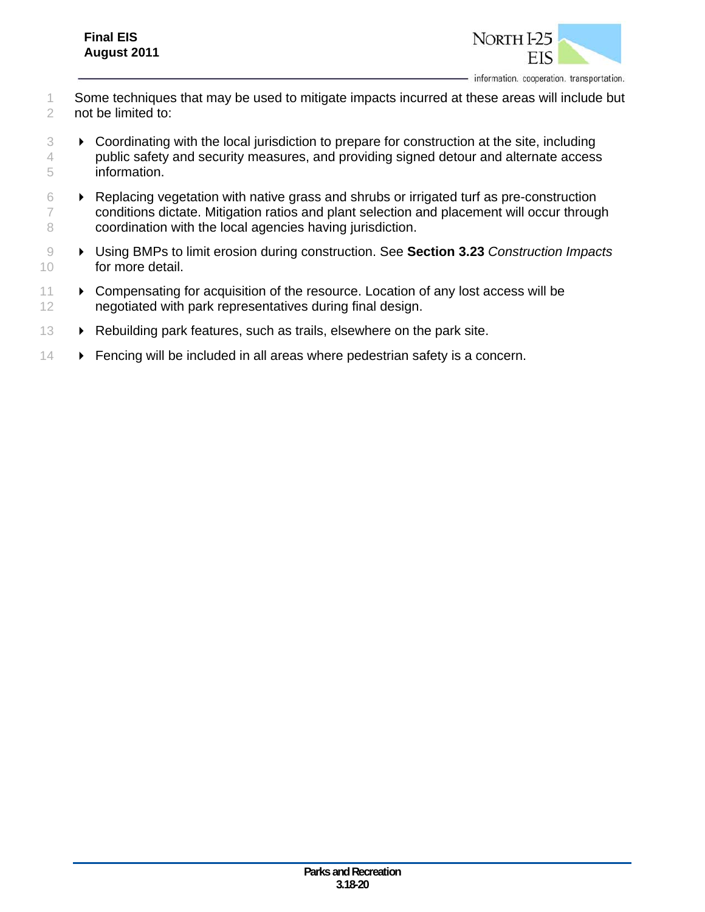Some techniques that may be used to mitigate impacts incurred at these areas will include but not be limited to:

- Coordinating with the local jurisdiction to prepare for construction at the site, including public safety and security measures, and providing signed detour and alternate access information.
- Replacing vegetation with native grass and shrubs or irrigated turf as pre-construction conditions dictate. Mitigation ratios and plant selection and placement will occur through coordination with the local agencies having jurisdiction.
- Using BMPs to limit erosion during construction. See **Section 3.23** *Construction Impacts* for more detail.
- Compensating for acquisition of the resource. Location of any lost access will be negotiated with park representatives during final design.
- Rebuilding park features, such as trails, elsewhere on the park site.
- Fencing will be included in all areas where pedestrian safety is a concern.